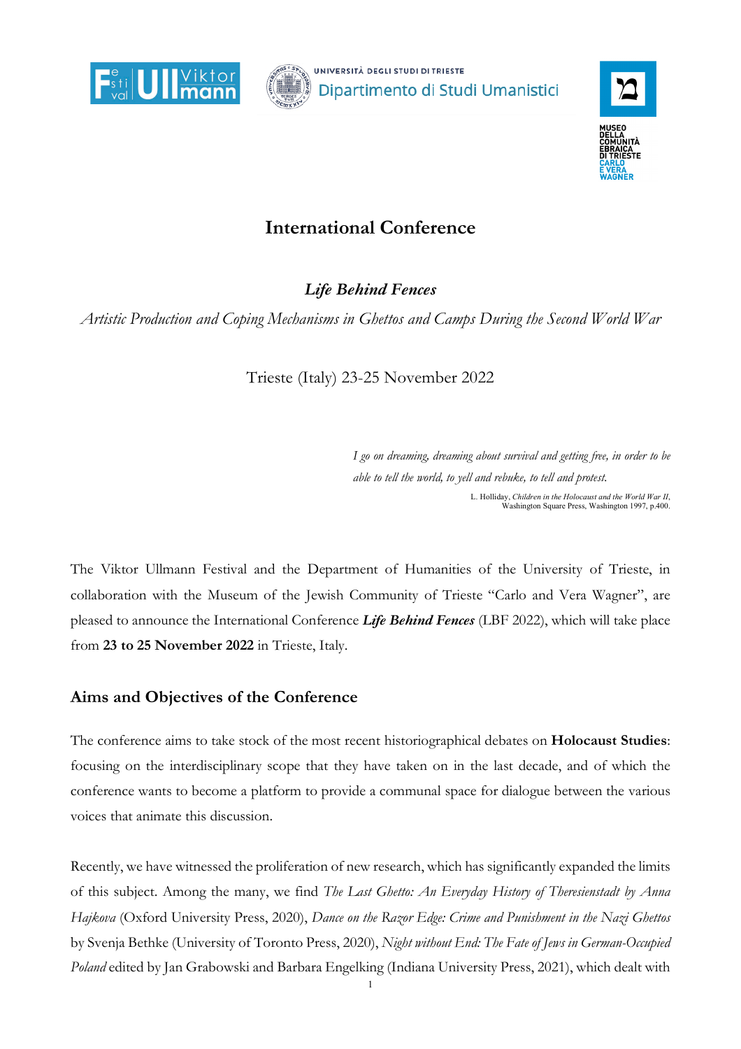# International Conference

## *Life Behind Fences*

*Artistic Production and Coping Mechanisms in Ghettos and Camps During the Second World War*

Trieste (Italy) 23-25 November 2022

> *I go on dreaming, dreaming about survival and getting free, in order to be able to tell the world, to yell and rebuke, to tell and protest.*
>
> L. Holliday, *Children in the Holocaust and the World War II*, Washington Square Press, Washington 1997, p.400.

The Viktor Ullmann Festival and the Department of Humanities of the University of Trieste, in collaboration with the Museum of the Jewish Community of Trieste "Carlo and Vera Wagner", are pleased to announce the International Conference ***Life Behind Fences*** (LBF 2022), which will take place from **23 to 25 November 2022** in Trieste, Italy.

### Aims and Objectives of the Conference

The conference aims to take stock of the most recent historiographical debates on **Holocaust Studies**: focusing on the interdisciplinary scope that they have taken on in the last decade, and of which the conference wants to become a platform to provide a communal space for dialogue between the various voices that animate this discussion.

Recently, we have witnessed the proliferation of new research, which has significantly expanded the limits of this subject. Among the many, we find *The Last Ghetto: An Everyday History of Theresienstadt by Anna Hajkova* (Oxford University Press, 2020), *Dance on the Razor Edge: Crime and Punishment in the Nazi Ghettos* by Svenja Bethke (University of Toronto Press, 2020), *Night without End: The Fate of Jews in German-Occupied Poland* edited by Jan Grabowski and Barbara Engelking (Indiana University Press, 2021), which dealt with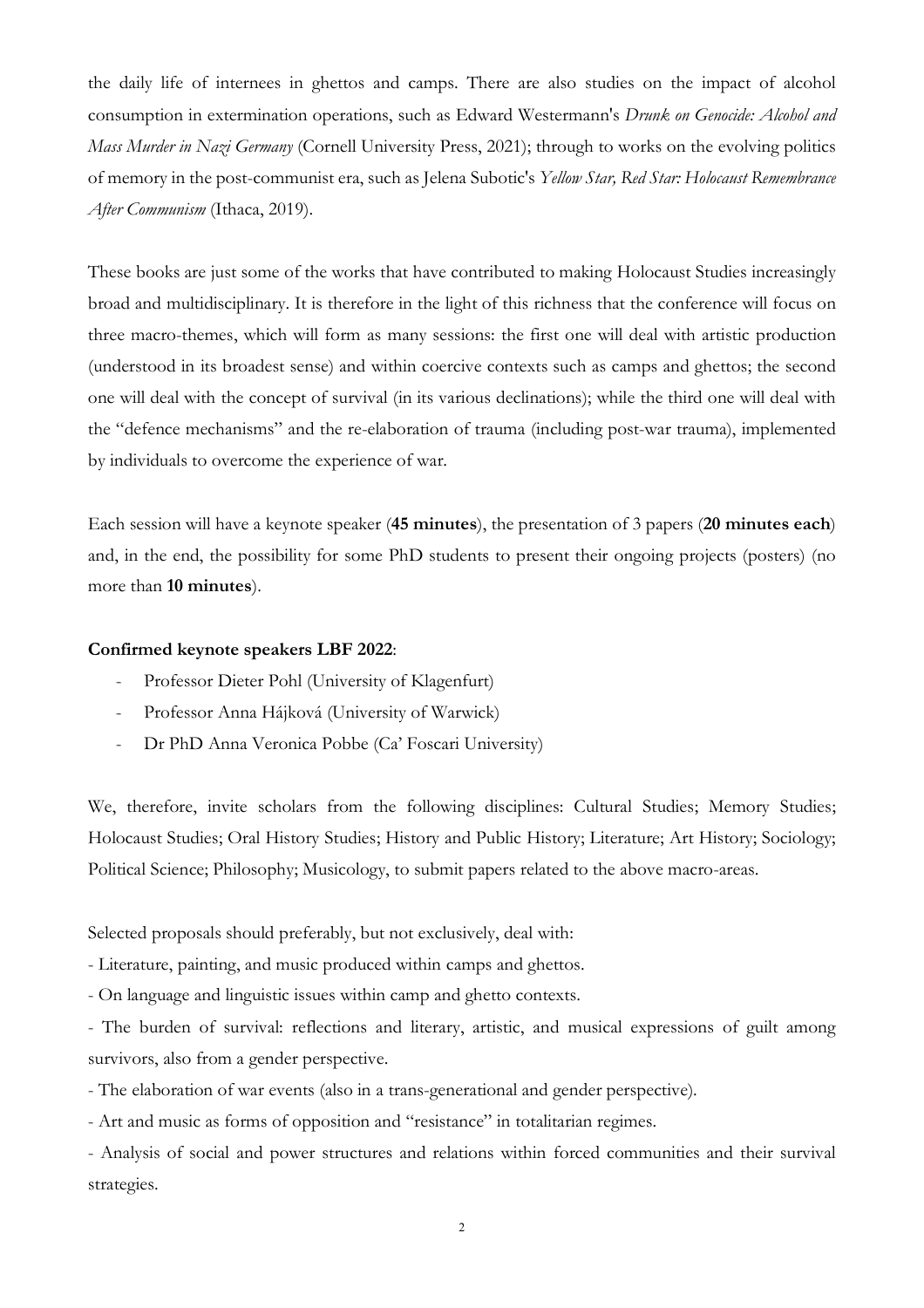the daily life of internees in ghettos and camps. There are also studies on the impact of alcohol consumption in extermination operations, such as Edward Westermann's *Drunk on Genocide: Alcohol and Mass Murder in Nazi Germany* (Cornell University Press, 2021); through to works on the evolving politics of memory in the post-communist era, such as Jelena Subotic's *Yellow Star, Red Star: Holocaust Remembrance After Communism* (Ithaca, 2019).

These books are just some of the works that have contributed to making Holocaust Studies increasingly broad and multidisciplinary. It is therefore in the light of this richness that the conference will focus on three macro-themes, which will form as many sessions: the first one will deal with artistic production (understood in its broadest sense) and within coercive contexts such as camps and ghettos; the second one will deal with the concept of survival (in its various declinations); while the third one will deal with the "defence mechanisms" and the re-elaboration of trauma (including post-war trauma), implemented by individuals to overcome the experience of war.

Each session will have a keynote speaker (**45 minutes**), the presentation of 3 papers (**20 minutes each**) and, in the end, the possibility for some PhD students to present their ongoing projects (posters) (no more than **10 minutes**).

**Confirmed keynote speakers LBF 2022**:

- Professor Dieter Pohl (University of Klagenfurt)
- Professor Anna Hájková (University of Warwick)
- Dr PhD Anna Veronica Pobbe (Ca' Foscari University)

We, therefore, invite scholars from the following disciplines: Cultural Studies; Memory Studies; Holocaust Studies; Oral History Studies; History and Public History; Literature; Art History; Sociology; Political Science; Philosophy; Musicology, to submit papers related to the above macro-areas.

Selected proposals should preferably, but not exclusively, deal with:

- Literature, painting, and music produced within camps and ghettos.
- On language and linguistic issues within camp and ghetto contexts.
- The burden of survival: reflections and literary, artistic, and musical expressions of guilt among survivors, also from a gender perspective.
- The elaboration of war events (also in a trans-generational and gender perspective).
- Art and music as forms of opposition and "resistance" in totalitarian regimes.
- Analysis of social and power structures and relations within forced communities and their survival strategies.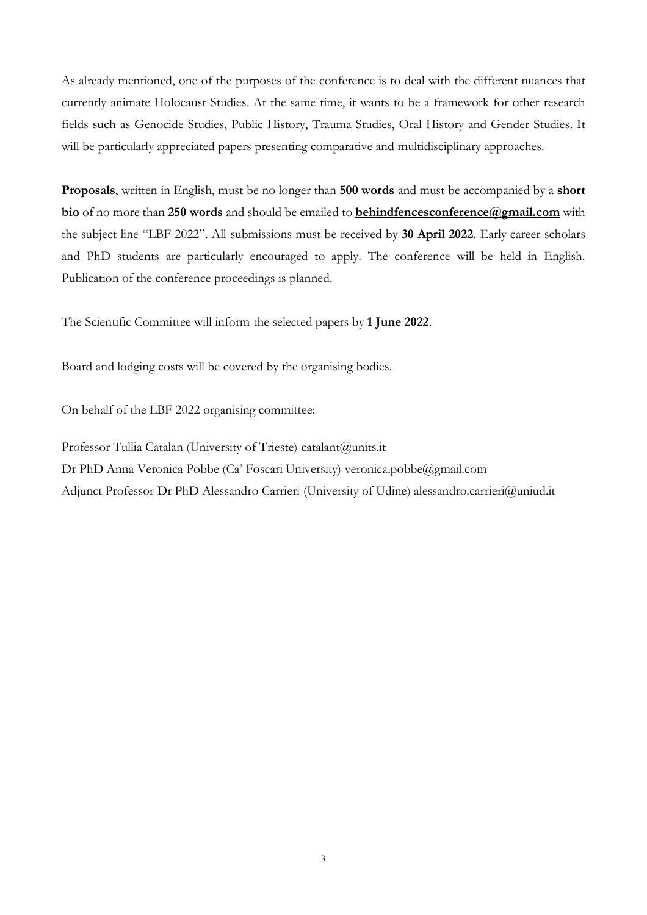As already mentioned, one of the purposes of the conference is to deal with the different nuances that currently animate Holocaust Studies. At the same time, it wants to be a framework for other research fields such as Genocide Studies, Public History, Trauma Studies, Oral History and Gender Studies. It will be particularly appreciated papers presenting comparative and multidisciplinary approaches.

**Proposals**, written in English, must be no longer than **500 words** and must be accompanied by a **short bio** of no more than **250 words** and should be emailed to **behindfencesconference@gmail.com** with the subject line "LBF 2022". All submissions must be received by **30 April 2022**. Early career scholars and PhD students are particularly encouraged to apply. The conference will be held in English. Publication of the conference proceedings is planned.

The Scientific Committee will inform the selected papers by **1 June 2022**.

Board and lodging costs will be covered by the organising bodies.

On behalf of the LBF 2022 organising committee:

Professor Tullia Catalan (University of Trieste) catalant@units.it
Dr PhD Anna Veronica Pobbe (Ca' Foscari University) veronica.pobbe@gmail.com
Adjunct Professor Dr PhD Alessandro Carrieri (University of Udine) alessandro.carrieri@uniud.it